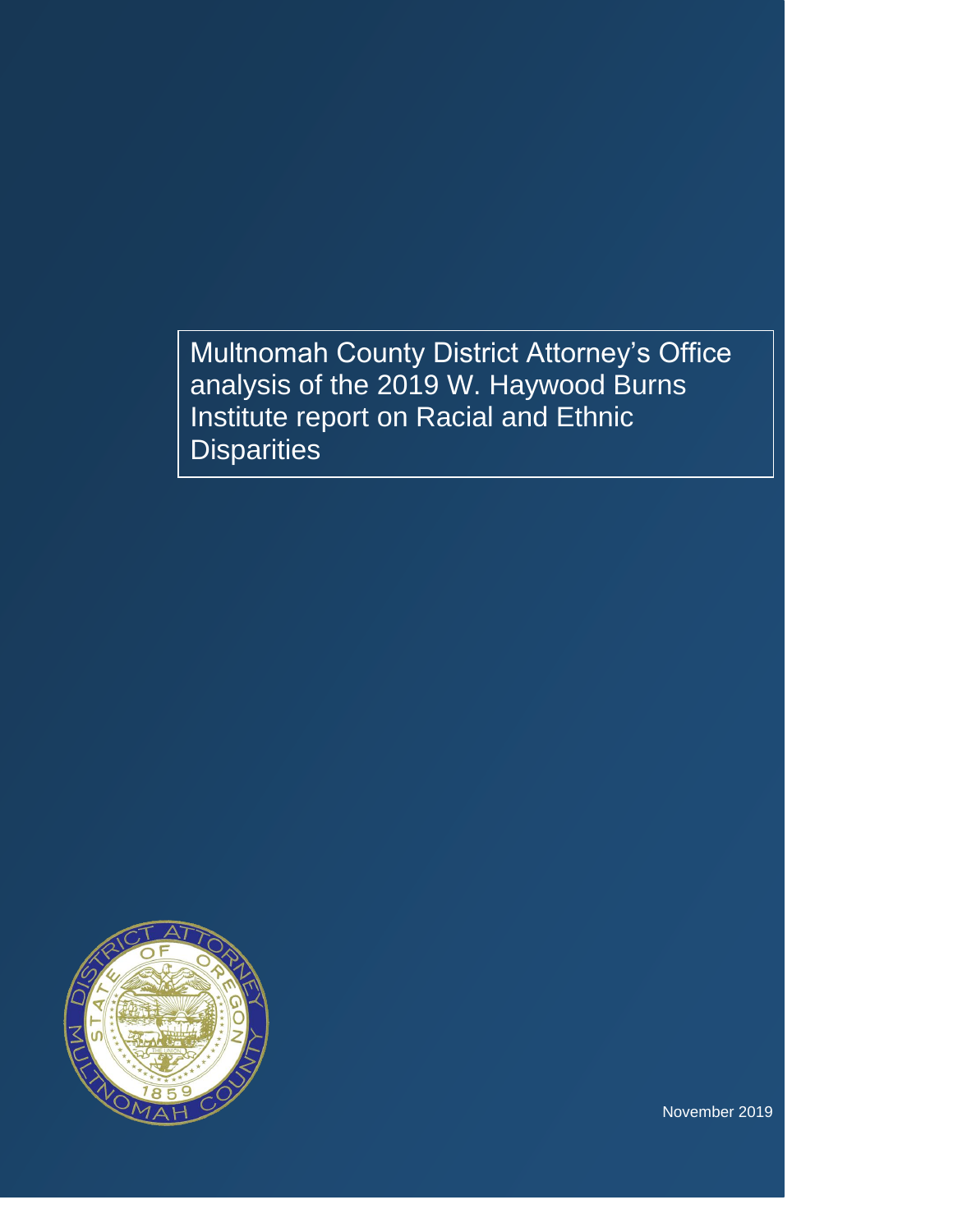# Multnomah County District Attorney's Office analysis of the 2019 W. Haywood Burns Institute report on Racial and Ethnic Disparities

November 2019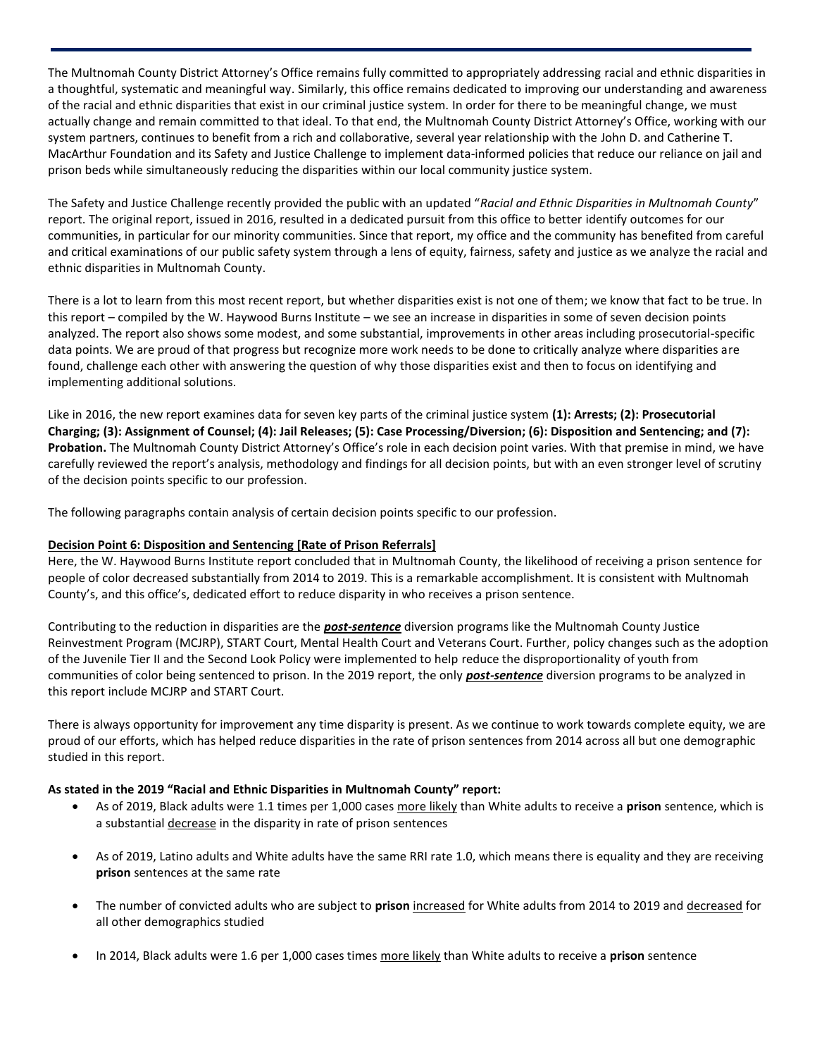The Multnomah County District Attorney's Office remains fully committed to appropriately addressing racial and ethnic disparities in a thoughtful, systematic and meaningful way. Similarly, this office remains dedicated to improving our understanding and awareness of the racial and ethnic disparities that exist in our criminal justice system. In order for there to be meaningful change, we must actually change and remain committed to that ideal. To that end, the Multnomah County District Attorney's Office, working with our system partners, continues to benefit from a rich and collaborative, several year relationship with the John D. and Catherine T. MacArthur Foundation and its Safety and Justice Challenge to implement data-informed policies that reduce our reliance on jail and prison beds while simultaneously reducing the disparities within our local community justice system.

The Safety and Justice Challenge recently provided the public with an updated "*Racial and Ethnic Disparities in Multnomah County*" report. The original report, issued in 2016, resulted in a dedicated pursuit from this office to better identify outcomes for our communities, in particular for our minority communities. Since that report, my office and the community has benefited from careful and critical examinations of our public safety system through a lens of equity, fairness, safety and justice as we analyze the racial and ethnic disparities in Multnomah County.

There is a lot to learn from this most recent report, but whether disparities exist is not one of them; we know that fact to be true. In this report – compiled by the W. Haywood Burns Institute – we see an increase in disparities in some of seven decision points analyzed. The report also shows some modest, and some substantial, improvements in other areas including prosecutorial-specific data points. We are proud of that progress but recognize more work needs to be done to critically analyze where disparities are found, challenge each other with answering the question of why those disparities exist and then to focus on identifying and implementing additional solutions.

Like in 2016, the new report examines data for seven key parts of the criminal justice system **(1): Arrests; (2): Prosecutorial Charging; (3): Assignment of Counsel; (4): Jail Releases; (5): Case Processing/Diversion; (6): Disposition and Sentencing; and (7): Probation.** The Multnomah County District Attorney's Office's role in each decision point varies. With that premise in mind, we have carefully reviewed the report's analysis, methodology and findings for all decision points, but with an even stronger level of scrutiny of the decision points specific to our profession.

The following paragraphs contain analysis of certain decision points specific to our profession.

**Decision Point 6: Disposition and Sentencing [Rate of Prison Referrals]**

Here, the W. Haywood Burns Institute report concluded that in Multnomah County, the likelihood of receiving a prison sentence for people of color decreased substantially from 2014 to 2019. This is a remarkable accomplishment. It is consistent with Multnomah County's, and this office's, dedicated effort to reduce disparity in who receives a prison sentence.

Contributing to the reduction in disparities are the ***post-sentence*** diversion programs like the Multnomah County Justice Reinvestment Program (MCJRP), START Court, Mental Health Court and Veterans Court. Further, policy changes such as the adoption of the Juvenile Tier II and the Second Look Policy were implemented to help reduce the disproportionality of youth from communities of color being sentenced to prison. In the 2019 report, the only ***post-sentence*** diversion programs to be analyzed in this report include MCJRP and START Court.

There is always opportunity for improvement any time disparity is present. As we continue to work towards complete equity, we are proud of our efforts, which has helped reduce disparities in the rate of prison sentences from 2014 across all but one demographic studied in this report.

**As stated in the 2019 "Racial and Ethnic Disparities in Multnomah County" report:**

- As of 2019, Black adults were 1.1 times per 1,000 cases more likely than White adults to receive a **prison** sentence, which is a substantial decrease in the disparity in rate of prison sentences
- As of 2019, Latino adults and White adults have the same RRI rate 1.0, which means there is equality and they are receiving **prison** sentences at the same rate
- The number of convicted adults who are subject to **prison** increased for White adults from 2014 to 2019 and decreased for all other demographics studied
- In 2014, Black adults were 1.6 per 1,000 cases times more likely than White adults to receive a **prison** sentence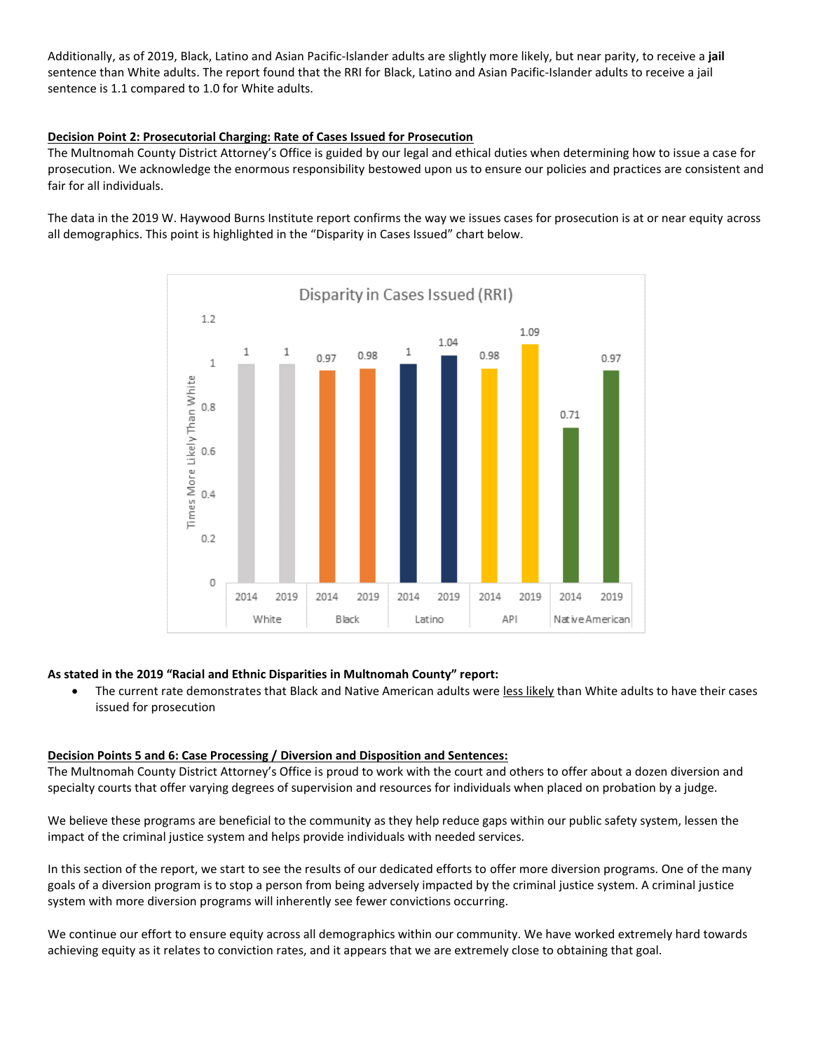Additionally, as of 2019, Black, Latino and Asian Pacific-Islander adults are slightly more likely, but near parity, to receive a **jail** sentence than White adults. The report found that the RRI for Black, Latino and Asian Pacific-Islander adults to receive a jail sentence is 1.1 compared to 1.0 for White adults.

**<u>Decision Point 2: Prosecutorial Charging: Rate of Cases Issued for Prosecution</u>**

The Multnomah County District Attorney's Office is guided by our legal and ethical duties when determining how to issue a case for prosecution. We acknowledge the enormous responsibility bestowed upon us to ensure our policies and practices are consistent and fair for all individuals.

The data in the 2019 W. Haywood Burns Institute report confirms the way we issues cases for prosecution is at or near equity across all demographics. This point is highlighted in the "Disparity in Cases Issued" chart below.

**Disparity in Cases Issued (RRI)**

Times More Likely Than White

| Group | 2014 | 2019 |
| --- | --- | --- |
| White | 1 | 1 |
| Black | 0.97 | 0.98 |
| Latino | 1 | 1.04 |
| API | 0.98 | 1.09 |
| Native American | 0.71 | 0.97 |

**As stated in the 2019 "Racial and Ethnic Disparities in Multnomah County" report:**

- The current rate demonstrates that Black and Native American adults were <u>less likely</u> than White adults to have their cases issued for prosecution

**<u>Decision Points 5 and 6: Case Processing / Diversion and Disposition and Sentences:</u>**

The Multnomah County District Attorney's Office is proud to work with the court and others to offer about a dozen diversion and specialty courts that offer varying degrees of supervision and resources for individuals when placed on probation by a judge.

We believe these programs are beneficial to the community as they help reduce gaps within our public safety system, lessen the impact of the criminal justice system and helps provide individuals with needed services.

In this section of the report, we start to see the results of our dedicated efforts to offer more diversion programs. One of the many goals of a diversion program is to stop a person from being adversely impacted by the criminal justice system. A criminal justice system with more diversion programs will inherently see fewer convictions occurring.

We continue our effort to ensure equity across all demographics within our community. We have worked extremely hard towards achieving equity as it relates to conviction rates, and it appears that we are extremely close to obtaining that goal.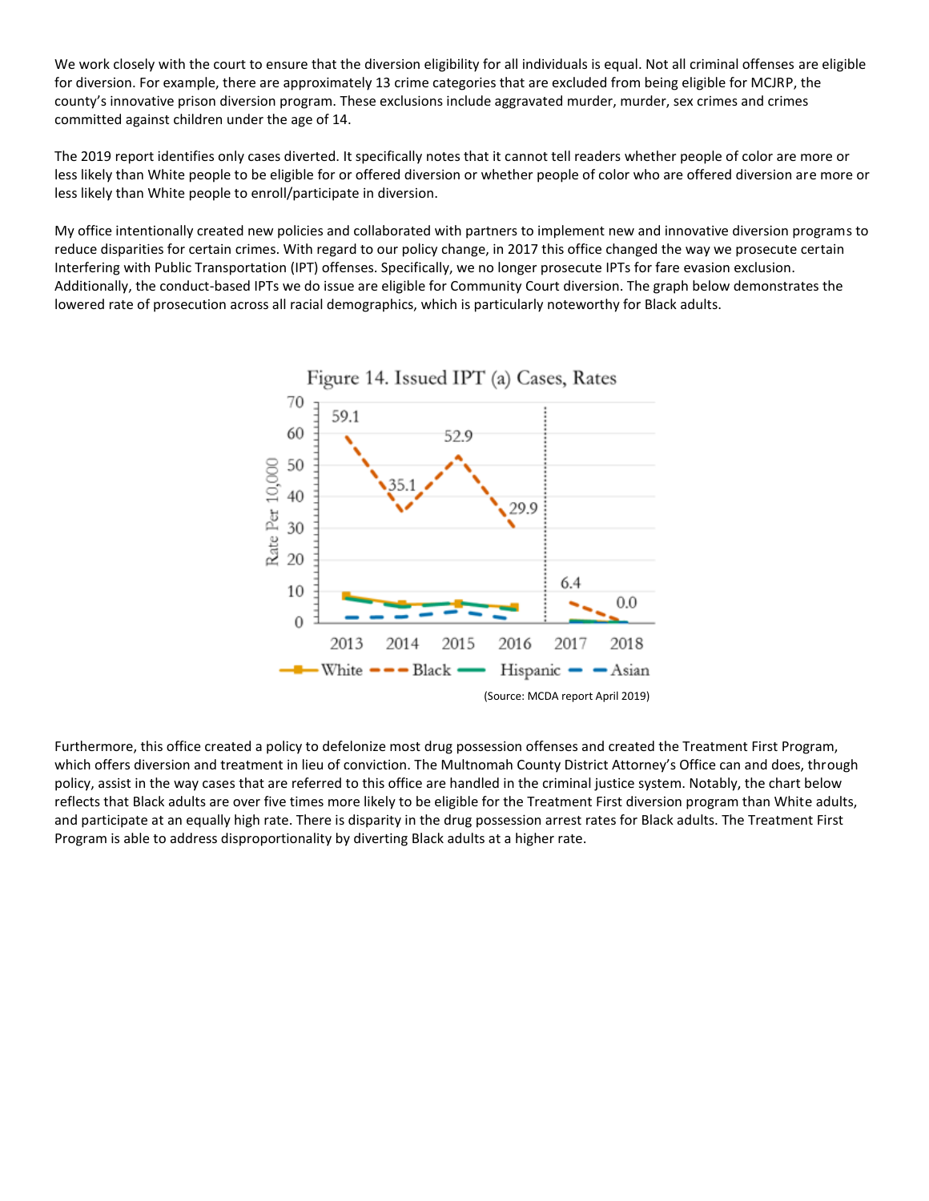We work closely with the court to ensure that the diversion eligibility for all individuals is equal. Not all criminal offenses are eligible for diversion. For example, there are approximately 13 crime categories that are excluded from being eligible for MCJRP, the county's innovative prison diversion program. These exclusions include aggravated murder, murder, sex crimes and crimes committed against children under the age of 14.

The 2019 report identifies only cases diverted. It specifically notes that it cannot tell readers whether people of color are more or less likely than White people to be eligible for or offered diversion or whether people of color who are offered diversion are more or less likely than White people to enroll/participate in diversion.

My office intentionally created new policies and collaborated with partners to implement new and innovative diversion programs to reduce disparities for certain crimes. With regard to our policy change, in 2017 this office changed the way we prosecute certain Interfering with Public Transportation (IPT) offenses. Specifically, we no longer prosecute IPTs for fare evasion exclusion. Additionally, the conduct-based IPTs we do issue are eligible for Community Court diversion. The graph below demonstrates the lowered rate of prosecution across all racial demographics, which is particularly noteworthy for Black adults.

Figure 14. Issued IPT (a) Cases, Rates

(Source: MCDA report April 2019)

Furthermore, this office created a policy to defelonize most drug possession offenses and created the Treatment First Program, which offers diversion and treatment in lieu of conviction. The Multnomah County District Attorney's Office can and does, through policy, assist in the way cases that are referred to this office are handled in the criminal justice system. Notably, the chart below reflects that Black adults are over five times more likely to be eligible for the Treatment First diversion program than White adults, and participate at an equally high rate. There is disparity in the drug possession arrest rates for Black adults. The Treatment First Program is able to address disproportionality by diverting Black adults at a higher rate.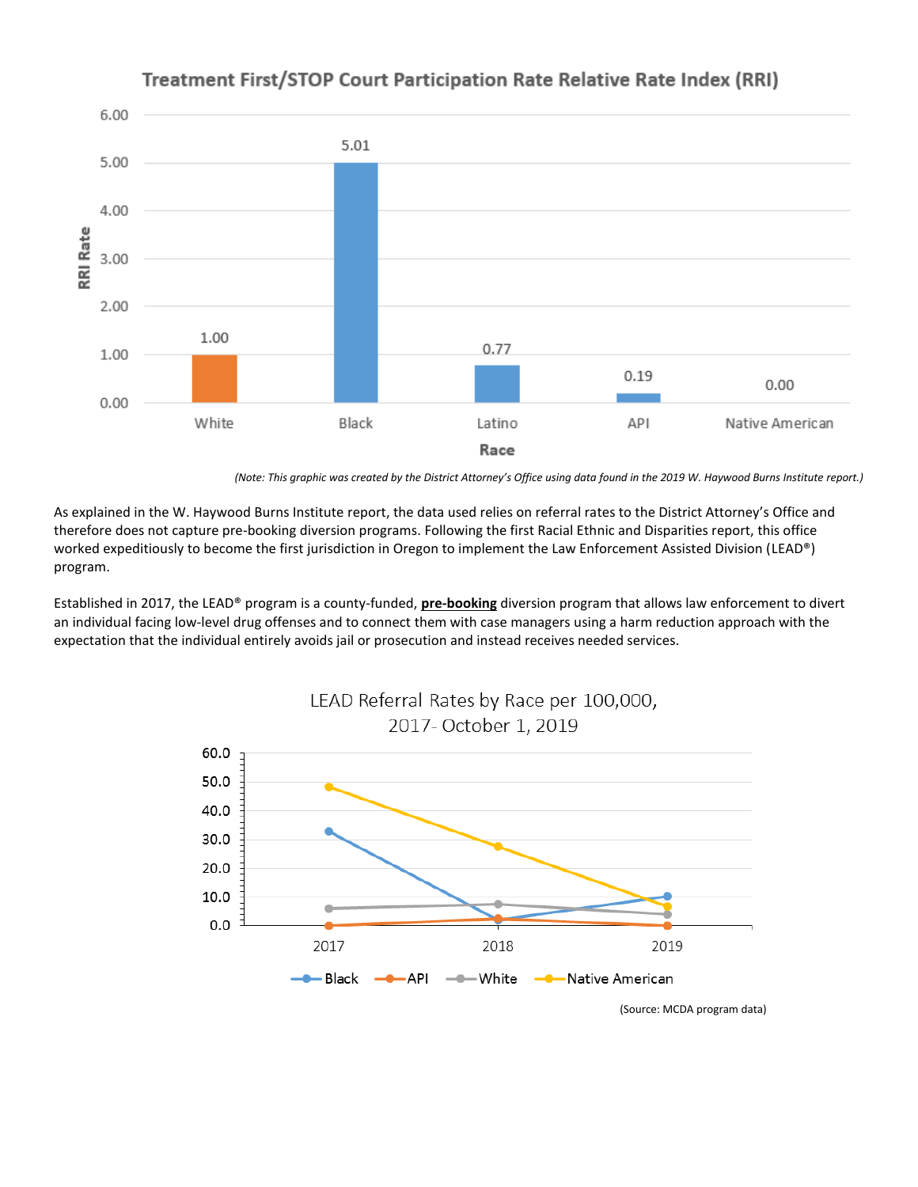**Treatment First/STOP Court Participation Rate Relative Rate Index (RRI)**

| Race | RRI Rate |
|---|---|
| White | 1.00 |
| Black | 5.01 |
| Latino | 0.77 |
| API | 0.19 |
| Native American | 0.00 |

*(Note: This graphic was created by the District Attorney's Office using data found in the 2019 W. Haywood Burns Institute report.)*

As explained in the W. Haywood Burns Institute report, the data used relies on referral rates to the District Attorney's Office and therefore does not capture pre-booking diversion programs. Following the first Racial Ethnic and Disparities report, this office worked expeditiously to become the first jurisdiction in Oregon to implement the Law Enforcement Assisted Division (LEAD®) program.

Established in 2017, the LEAD® program is a county-funded, **pre-booking** diversion program that allows law enforcement to divert an individual facing low-level drug offenses and to connect them with case managers using a harm reduction approach with the expectation that the individual entirely avoids jail or prosecution and instead receives needed services.

**LEAD Referral Rates by Race per 100,000, 2017- October 1, 2019**

(Line chart: y-axis 0.0–60.0; x-axis 2017, 2018, 2019; series: Black, API, White, Native American)

(Source: MCDA program data)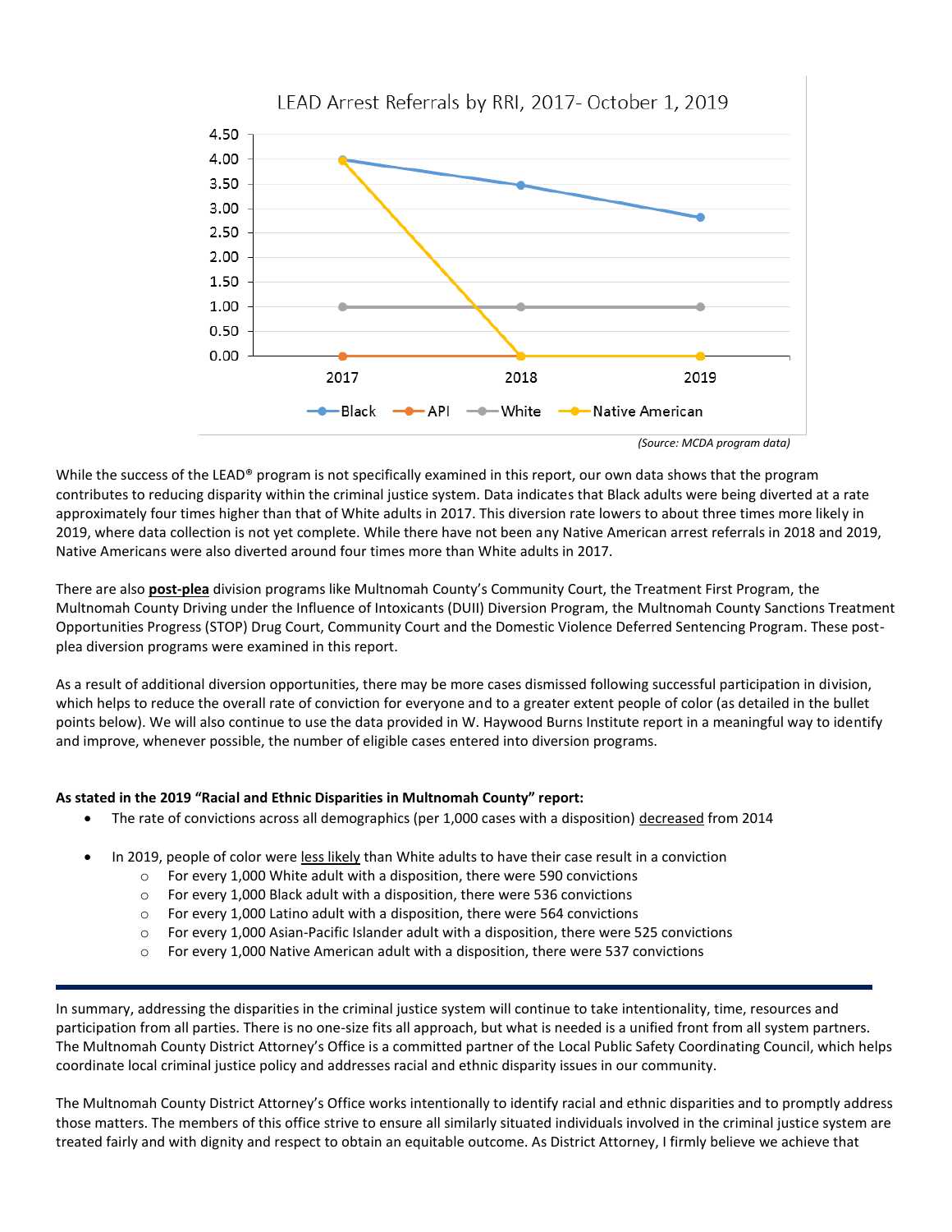LEAD Arrest Referrals by RRI, 2017- October 1, 2019

| | 2017 | 2018 | 2019 |
|---|---|---|---|
| Black | 4.00 | 3.48 | 2.82 |
| API | 0.00 | 0.00 | |
| White | 1.00 | 1.00 | 1.00 |
| Native American | 3.97 | 0.00 | 0.00 |

*(Source: MCDA program data)*

While the success of the LEAD® program is not specifically examined in this report, our own data shows that the program contributes to reducing disparity within the criminal justice system. Data indicates that Black adults were being diverted at a rate approximately four times higher than that of White adults in 2017. This diversion rate lowers to about three times more likely in 2019, where data collection is not yet complete. While there have not been any Native American arrest referrals in 2018 and 2019, Native Americans were also diverted around four times more than White adults in 2017.

There are also **post-plea** division programs like Multnomah County's Community Court, the Treatment First Program, the Multnomah County Driving under the Influence of Intoxicants (DUII) Diversion Program, the Multnomah County Sanctions Treatment Opportunities Progress (STOP) Drug Court, Community Court and the Domestic Violence Deferred Sentencing Program. These post-plea diversion programs were examined in this report.

As a result of additional diversion opportunities, there may be more cases dismissed following successful participation in division, which helps to reduce the overall rate of conviction for everyone and to a greater extent people of color (as detailed in the bullet points below). We will also continue to use the data provided in W. Haywood Burns Institute report in a meaningful way to identify and improve, whenever possible, the number of eligible cases entered into diversion programs.

**As stated in the 2019 "Racial and Ethnic Disparities in Multnomah County" report:**

- The rate of convictions across all demographics (per 1,000 cases with a disposition) decreased from 2014
- In 2019, people of color were less likely than White adults to have their case result in a conviction
  - For every 1,000 White adult with a disposition, there were 590 convictions
  - For every 1,000 Black adult with a disposition, there were 536 convictions
  - For every 1,000 Latino adult with a disposition, there were 564 convictions
  - For every 1,000 Asian-Pacific Islander adult with a disposition, there were 525 convictions
  - For every 1,000 Native American adult with a disposition, there were 537 convictions

---

In summary, addressing the disparities in the criminal justice system will continue to take intentionality, time, resources and participation from all parties. There is no one-size fits all approach, but what is needed is a unified front from all system partners. The Multnomah County District Attorney's Office is a committed partner of the Local Public Safety Coordinating Council, which helps coordinate local criminal justice policy and addresses racial and ethnic disparity issues in our community.

The Multnomah County District Attorney's Office works intentionally to identify racial and ethnic disparities and to promptly address those matters. The members of this office strive to ensure all similarly situated individuals involved in the criminal justice system are treated fairly and with dignity and respect to obtain an equitable outcome. As District Attorney, I firmly believe we achieve that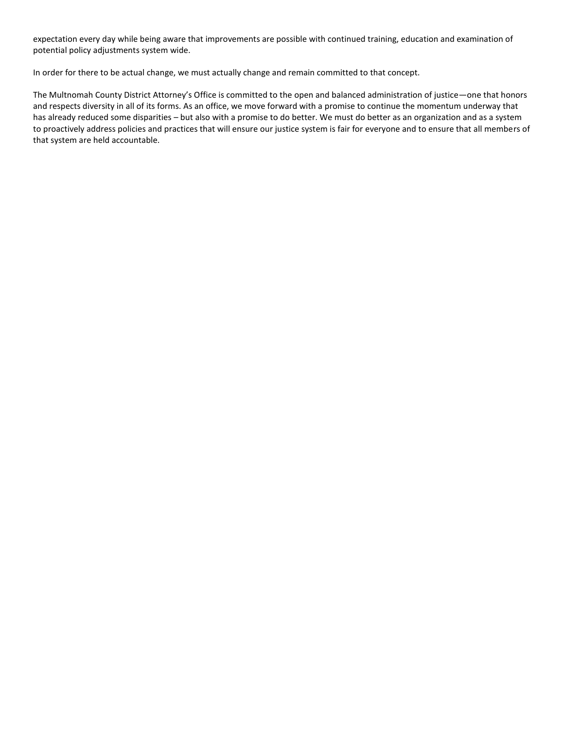expectation every day while being aware that improvements are possible with continued training, education and examination of potential policy adjustments system wide.

In order for there to be actual change, we must actually change and remain committed to that concept.

The Multnomah County District Attorney's Office is committed to the open and balanced administration of justice—one that honors and respects diversity in all of its forms. As an office, we move forward with a promise to continue the momentum underway that has already reduced some disparities – but also with a promise to do better. We must do better as an organization and as a system to proactively address policies and practices that will ensure our justice system is fair for everyone and to ensure that all members of that system are held accountable.